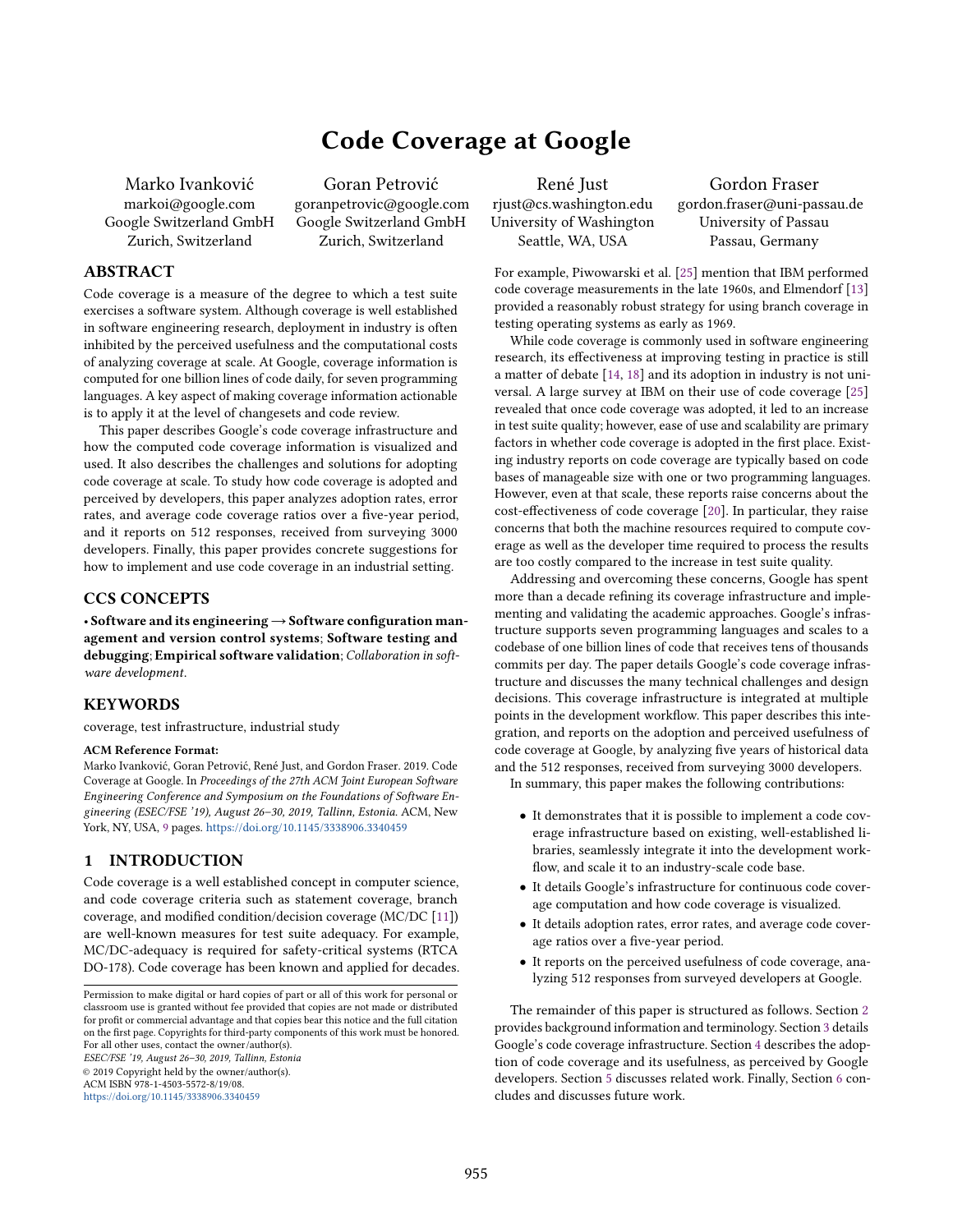# Code Coverage at Google

Marko Ivanković
markoi@google.com
Google Switzerland GmbH
Zurich, Switzerland

Goran Petrović
goranpetrovic@google.com
Google Switzerland GmbH
Zurich, Switzerland

René Just
rjust@cs.washington.edu
University of Washington
Seattle, WA, USA

Gordon Fraser
gordon.fraser@uni-passau.de
University of Passau
Passau, Germany

## ABSTRACT

Code coverage is a measure of the degree to which a test suite exercises a software system. Although coverage is well established in software engineering research, deployment in industry is often inhibited by the perceived usefulness and the computational costs of analyzing coverage at scale. At Google, coverage information is computed for one billion lines of code daily, for seven programming languages. A key aspect of making coverage information actionable is to apply it at the level of changesets and code review.

This paper describes Google's code coverage infrastructure and how the computed code coverage information is visualized and used. It also describes the challenges and solutions for adopting code coverage at scale. To study how code coverage is adopted and perceived by developers, this paper analyzes adoption rates, error rates, and average code coverage ratios over a five-year period, and it reports on 512 responses, received from surveying 3000 developers. Finally, this paper provides concrete suggestions for how to implement and use code coverage in an industrial setting.

## CCS CONCEPTS

• **Software and its engineering** → **Software configuration management and version control systems**; **Software testing and debugging**; **Empirical software validation**; *Collaboration in software development*.

## KEYWORDS

coverage, test infrastructure, industrial study

**ACM Reference Format:**

Marko Ivanković, Goran Petrović, René Just, and Gordon Fraser. 2019. Code Coverage at Google. In *Proceedings of the 27th ACM Joint European Software Engineering Conference and Symposium on the Foundations of Software Engineering (ESEC/FSE '19), August 26–30, 2019, Tallinn, Estonia.* ACM, New York, NY, USA, 9 pages. https://doi.org/10.1145/3338906.3340459

## 1 INTRODUCTION

Code coverage is a well established concept in computer science, and code coverage criteria such as statement coverage, branch coverage, and modified condition/decision coverage (MC/DC [11]) are well-known measures for test suite adequacy. For example, MC/DC-adequacy is required for safety-critical systems (RTCA DO-178). Code coverage has been known and applied for decades. For example, Piwowarski et al. [25] mention that IBM performed code coverage measurements in the late 1960s, and Elmendorf [13] provided a reasonably robust strategy for using branch coverage in testing operating systems as early as 1969.

While code coverage is commonly used in software engineering research, its effectiveness at improving testing in practice is still a matter of debate [14, 18] and its adoption in industry is not universal. A large survey at IBM on their use of code coverage [25] revealed that once code coverage was adopted, it led to an increase in test suite quality; however, ease of use and scalability are primary factors in whether code coverage is adopted in the first place. Existing industry reports on code coverage are typically based on code bases of manageable size with one or two programming languages. However, even at that scale, these reports raise concerns about the cost-effectiveness of code coverage [20]. In particular, they raise concerns that both the machine resources required to compute coverage as well as the developer time required to process the results are too costly compared to the increase in test suite quality.

Addressing and overcoming these concerns, Google has spent more than a decade refining its coverage infrastructure and implementing and validating the academic approaches. Google's infrastructure supports seven programming languages and scales to a codebase of one billion lines of code that receives tens of thousands commits per day. The paper details Google's code coverage infrastructure and discusses the many technical challenges and design decisions. This coverage infrastructure is integrated at multiple points in the development workflow. This paper describes this integration, and reports on the adoption and perceived usefulness of code coverage at Google, by analyzing five years of historical data and the 512 responses, received from surveying 3000 developers.

In summary, this paper makes the following contributions:

- It demonstrates that it is possible to implement a code coverage infrastructure based on existing, well-established libraries, seamlessly integrate it into the development workflow, and scale it to an industry-scale code base.
- It details Google's infrastructure for continuous code coverage computation and how code coverage is visualized.
- It details adoption rates, error rates, and average code coverage ratios over a five-year period.
- It reports on the perceived usefulness of code coverage, analyzing 512 responses from surveyed developers at Google.

The remainder of this paper is structured as follows. Section 2 provides background information and terminology. Section 3 details Google's code coverage infrastructure. Section 4 describes the adoption of code coverage and its usefulness, as perceived by Google developers. Section 5 discusses related work. Finally, Section 6 concludes and discusses future work.

Permission to make digital or hard copies of part or all of this work for personal or classroom use is granted without fee provided that copies are not made or distributed for profit or commercial advantage and that copies bear this notice and the full citation on the first page. Copyrights for third-party components of this work must be honored. For all other uses, contact the owner/author(s).
*ESEC/FSE '19, August 26–30, 2019, Tallinn, Estonia*
© 2019 Copyright held by the owner/author(s).
ACM ISBN 978-1-4503-5572-8/19/08.
https://doi.org/10.1145/3338906.3340459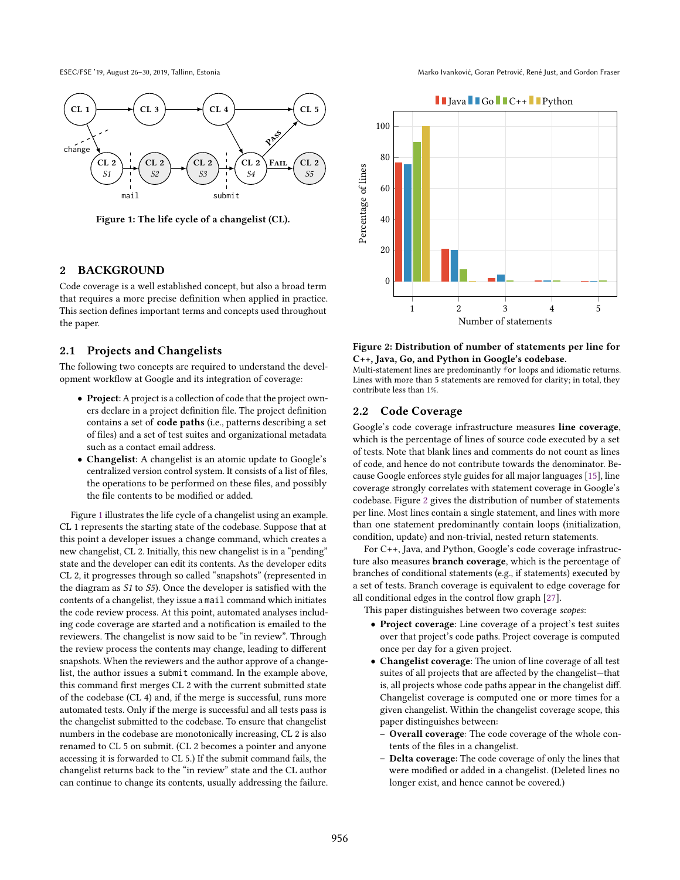Figure 1: The life cycle of a changelist (CL).

## 2 BACKGROUND

Code coverage is a well established concept, but also a broad term that requires a more precise definition when applied in practice. This section defines important terms and concepts used throughout the paper.

### 2.1 Projects and Changelists

The following two concepts are required to understand the development workflow at Google and its integration of coverage:

- **Project**: A project is a collection of code that the project owners declare in a project definition file. The project definition contains a set of **code paths** (i.e., patterns describing a set of files) and a set of test suites and organizational metadata such as a contact email address.
- **Changelist**: A changelist is an atomic update to Google's centralized version control system. It consists of a list of files, the operations to be performed on these files, and possibly the file contents to be modified or added.

Figure 1 illustrates the life cycle of a changelist using an example. CL 1 represents the starting state of the codebase. Suppose that at this point a developer issues a change command, which creates a new changelist, CL 2. Initially, this new changelist is in a "pending" state and the developer can edit its contents. As the developer edits CL 2, it progresses through so called "snapshots" (represented in the diagram as *S1* to *S5*). Once the developer is satisfied with the contents of a changelist, they issue a `mail` command which initiates the code review process. At this point, automated analyses including code coverage are started and a notification is emailed to the reviewers. The changelist is now said to be "in review". Through the review process the contents may change, leading to different snapshots. When the reviewers and the author approve of a changelist, the author issues a `submit` command. In the example above, this command first merges CL 2 with the current submitted state of the codebase (CL 4) and, if the merge is successful, runs more automated tests. Only if the merge is successful and all tests pass is the changelist submitted to the codebase. To ensure that changelist numbers in the codebase are monotonically increasing, CL 2 is also renamed to CL 5 on submit. (CL 2 becomes a pointer and anyone accessing it is forwarded to CL 5.) If the submit command fails, the changelist returns back to the "in review" state and the CL author can continue to change its contents, usually addressing the failure.

**Figure 2: Distribution of number of statements per line for C++, Java, Go, and Python in Google's codebase.**
Multi-statement lines are predominantly `for` loops and idiomatic returns. Lines with more than 5 statements are removed for clarity; in total, they contribute less than 1%.

### 2.2 Code Coverage

Google's code coverage infrastructure measures **line coverage**, which is the percentage of lines of source code executed by a set of tests. Note that blank lines and comments do not count as lines of code, and hence do not contribute towards the denominator. Because Google enforces style guides for all major languages [15], line coverage strongly correlates with statement coverage in Google's codebase. Figure 2 gives the distribution of number of statements per line. Most lines contain a single statement, and lines with more than one statement predominantly contain loops (initialization, condition, update) and non-trivial, nested return statements.

For C++, Java, and Python, Google's code coverage infrastructure also measures **branch coverage**, which is the percentage of branches of conditional statements (e.g., if statements) executed by a set of tests. Branch coverage is equivalent to edge coverage for all conditional edges in the control flow graph [27].

This paper distinguishes between two coverage *scopes*:

- **Project coverage**: Line coverage of a project's test suites over that project's code paths. Project coverage is computed once per day for a given project.
- **Changelist coverage**: The union of line coverage of all test suites of all projects that are affected by the changelist—that is, all projects whose code paths appear in the changelist diff. Changelist coverage is computed one or more times for a given changelist. Within the changelist coverage scope, this paper distinguishes between:
  - **Overall coverage**: The code coverage of the whole contents of the files in a changelist.
  - **Delta coverage**: The code coverage of only the lines that were modified or added in a changelist. (Deleted lines no longer exist, and hence cannot be covered.)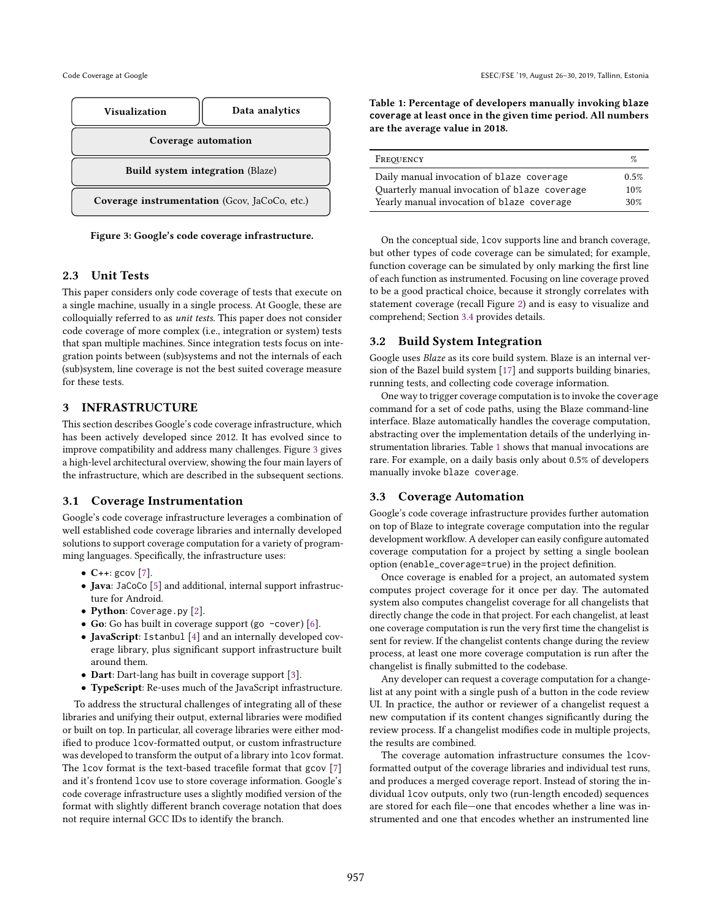| Visualization | Data analytics |
|---|---|
| Coverage automation | |
| Build system integration (Blaze) | |
| Coverage instrumentation (Gcov, JaCoCo, etc.) | |

Figure 3: Google's code coverage infrastructure.

## 2.3 Unit Tests

This paper considers only code coverage of tests that execute on a single machine, usually in a single process. At Google, these are colloquially referred to as *unit tests*. This paper does not consider code coverage of more complex (i.e., integration or system) tests that span multiple machines. Since integration tests focus on integration points between (sub)systems and not the internals of each (sub)system, line coverage is not the best suited coverage measure for these tests.

# 3 INFRASTRUCTURE

This section describes Google's code coverage infrastructure, which has been actively developed since 2012. It has evolved since to improve compatibility and address many challenges. Figure 3 gives a high-level architectural overview, showing the four main layers of the infrastructure, which are described in the subsequent sections.

## 3.1 Coverage Instrumentation

Google's code coverage infrastructure leverages a combination of well established code coverage libraries and internally developed solutions to support coverage computation for a variety of programming languages. Specifically, the infrastructure uses:

- **C++**: `gcov` [7].
- **Java**: `JaCoCo` [5] and additional, internal support infrastructure for Android.
- **Python**: `Coverage.py` [2].
- **Go**: Go has built in coverage support (`go -cover`) [6].
- **JavaScript**: `Istanbul` [4] and an internally developed coverage library, plus significant support infrastructure built around them.
- **Dart**: Dart-lang has built in coverage support [3].
- **TypeScript**: Re-uses much of the JavaScript infrastructure.

To address the structural challenges of integrating all of these libraries and unifying their output, external libraries were modified or built on top. In particular, all coverage libraries were either modified to produce `lcov`-formatted output, or custom infrastructure was developed to transform the output of a library into `lcov` format. The `lcov` format is the text-based tracefile format that `gcov` [7] and it's frontend `lcov` use to store coverage information. Google's code coverage infrastructure uses a slightly modified version of the format with slightly different branch coverage notation that does not require internal GCC IDs to identify the branch.

**Table 1: Percentage of developers manually invoking `blaze coverage` at least once in the given time period. All numbers are the average value in 2018.**

| Frequency | % |
|---|---|
| Daily manual invocation of `blaze coverage` | 0.5% |
| Quarterly manual invocation of `blaze coverage` | 10% |
| Yearly manual invocation of `blaze coverage` | 30% |

On the conceptual side, `lcov` supports line and branch coverage, but other types of code coverage can be simulated; for example, function coverage can be simulated by only marking the first line of each function as instrumented. Focusing on line coverage proved to be a good practical choice, because it strongly correlates with statement coverage (recall Figure 2) and is easy to visualize and comprehend; Section 3.4 provides details.

## 3.2 Build System Integration

Google uses *Blaze* as its core build system. Blaze is an internal version of the Bazel build system [17] and supports building binaries, running tests, and collecting code coverage information.

One way to trigger coverage computation is to invoke the `coverage` command for a set of code paths, using the Blaze command-line interface. Blaze automatically handles the coverage computation, abstracting over the implementation details of the underlying instrumentation libraries. Table 1 shows that manual invocations are rare. For example, on a daily basis only about 0.5% of developers manually invoke `blaze coverage`.

## 3.3 Coverage Automation

Google's code coverage infrastructure provides further automation on top of Blaze to integrate coverage computation into the regular development workflow. A developer can easily configure automated coverage computation for a project by setting a single boolean option (`enable_coverage=true`) in the project definition.

Once coverage is enabled for a project, an automated system computes project coverage for it once per day. The automated system also computes changelist coverage for all changelists that directly change the code in that project. For each changelist, at least one coverage computation is run the very first time the changelist is sent for review. If the changelist contents change during the review process, at least one more coverage computation is run after the changelist is finally submitted to the codebase.

Any developer can request a coverage computation for a changelist at any point with a single push of a button in the code review UI. In practice, the author or reviewer of a changelist request a new computation if its content changes significantly during the review process. If a changelist modifies code in multiple projects, the results are combined.

The coverage automation infrastructure consumes the `lcov`-formatted output of the coverage libraries and individual test runs, and produces a merged coverage report. Instead of storing the individual `lcov` outputs, only two (run-length encoded) sequences are stored for each file—one that encodes whether a line was instrumented and one that encodes whether an instrumented line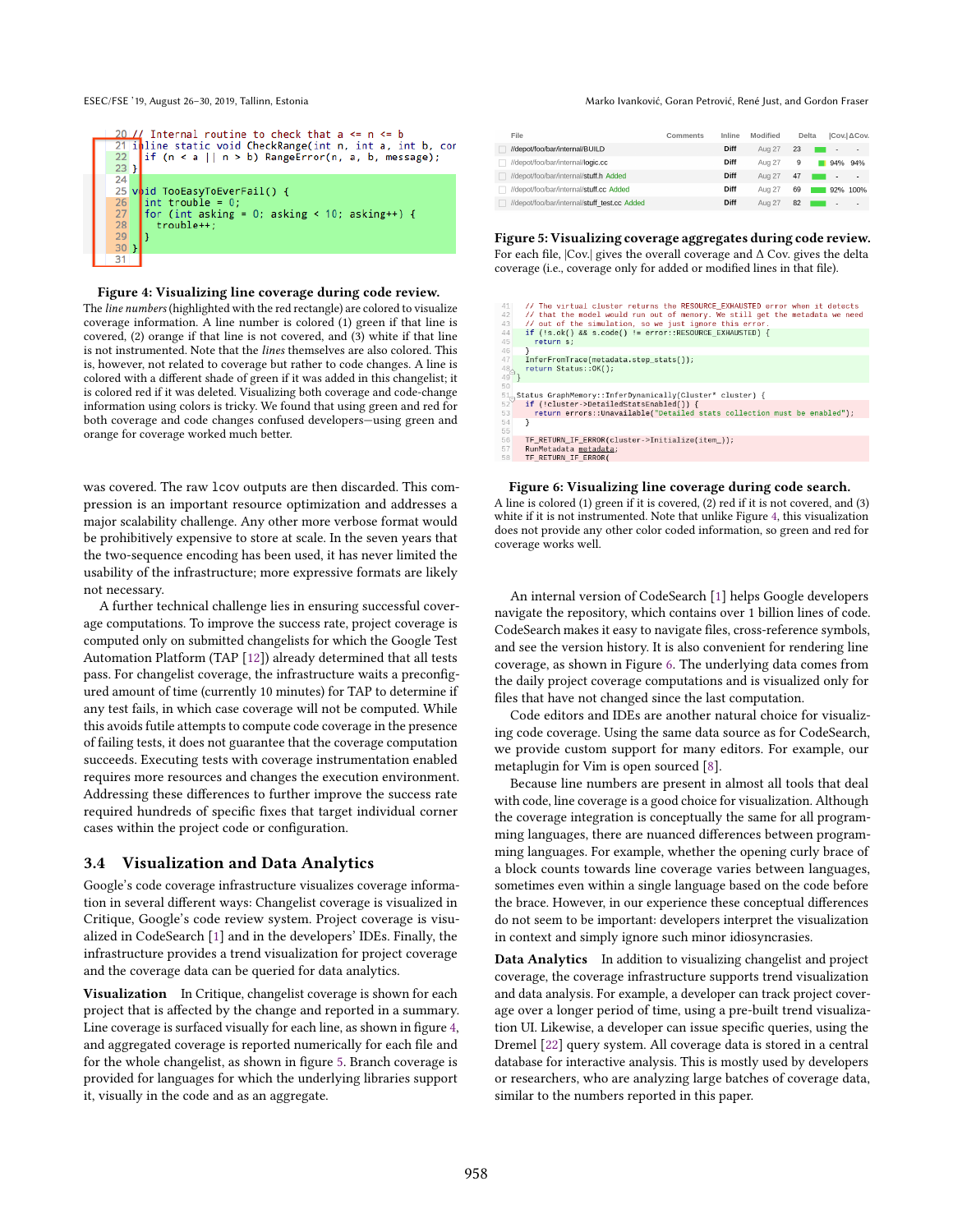```
20 // Internal routine to check that a <= n <= b
21 inline static void CheckRange(int n, int a, int b, cor
22   if (n < a || n > b) RangeError(n, a, b, message);
23 }
24
25 void TooEasyToEverFail() {
26   int trouble = 0;
27   for (int asking = 0; asking < 10; asking++) {
28     trouble++;
29   }
30 }
31
```

**Figure 4: Visualizing line coverage during code review.** The *line numbers* (highlighted with the red rectangle) are colored to visualize coverage information. A line number is colored (1) green if that line is covered, (2) orange if that line is not covered, and (3) white if that line is not instrumented. Note that the *lines* themselves are also colored. This is, however, not related to coverage but rather to code changes. A line is colored with a different shade of green if it was added in this changelist; it is colored red if it was deleted. Visualizing both coverage and code-change information using colors is tricky. We found that using green and red for both coverage and code changes confused developers—using green and orange for coverage worked much better.

| File | Comments | Inline | Modified | Delta | \|Cov.\| | ΔCov. |
|---|---|---|---|---|---|---|
| //depot/foo/bar/internal/BUILD | | Diff | Aug 27 | 23 | - | - |
| //depot/foo/bar/internal/logic.cc | | Diff | Aug 27 | 9 | 94% | 94% |
| //depot/foo/bar/internal/stuff.h Added | | Diff | Aug 27 | 47 | - | - |
| //depot/foo/bar/internal/stuff.cc Added | | Diff | Aug 27 | 69 | 92% | 100% |
| //depot/foo/bar/internal/stuff_test.cc Added | | Diff | Aug 27 | 82 | - | - |

**Figure 5: Visualizing coverage aggregates during code review.** For each file, |Cov.| gives the overall coverage and Δ Cov. gives the delta coverage (i.e., coverage only for added or modified lines in that file).

```
41    // The virtual cluster returns the RESOURCE_EXHAUSTED error when it detects
42    // that the model would run out of memory. We still get the metadata we need
43    // out of the simulation, so we just ignore this error.
44    if (!s.ok() && s.code() != error::RESOURCE_EXHAUSTED) {
45      return s;
46    }
47    InferFromTrace(metadata.step_stats());
48    return Status::OK();
49  }
50
51  Status GraphMemory::InferDynamically(Cluster* cluster) {
52    if (!cluster->DetailedStatsEnabled()) {
53      return errors::Unavailable("Detailed stats collection must be enabled");
54    }
55
56    TF_RETURN_IF_ERROR(cluster->Initialize(item_));
57    RunMetadata metadata;
58    TF_RETURN_IF_ERROR(
```

**Figure 6: Visualizing line coverage during code search.** A line is colored (1) green if it is covered, (2) red if it is not covered, and (3) white if it is not instrumented. Note that unlike Figure 4, this visualization does not provide any other color coded information, so green and red for coverage works well.

was covered. The raw lcov outputs are then discarded. This compression is an important resource optimization and addresses a major scalability challenge. Any other more verbose format would be prohibitively expensive to store at scale. In the seven years that the two-sequence encoding has been used, it has never limited the usability of the infrastructure; more expressive formats are likely not necessary.

A further technical challenge lies in ensuring successful coverage computations. To improve the success rate, project coverage is computed only on submitted changelists for which the Google Test Automation Platform (TAP [12]) already determined that all tests pass. For changelist coverage, the infrastructure waits a preconfigured amount of time (currently 10 minutes) for TAP to determine if any test fails, in which case coverage will not be computed. While this avoids futile attempts to compute code coverage in the presence of failing tests, it does not guarantee that the coverage computation succeeds. Executing tests with coverage instrumentation enabled requires more resources and changes the execution environment. Addressing these differences to further improve the success rate required hundreds of specific fixes that target individual corner cases within the project code or configuration.

## 3.4 Visualization and Data Analytics

Google's code coverage infrastructure visualizes coverage information in several different ways: Changelist coverage is visualized in Critique, Google's code review system. Project coverage is visualized in CodeSearch [1] and in the developers' IDEs. Finally, the infrastructure provides a trend visualization for project coverage and the coverage data can be queried for data analytics.

**Visualization** In Critique, changelist coverage is shown for each project that is affected by the change and reported in a summary. Line coverage is surfaced visually for each line, as shown in figure 4, and aggregated coverage is reported numerically for each file and for the whole changelist, as shown in figure 5. Branch coverage is provided for languages for which the underlying libraries support it, visually in the code and as an aggregate.

An internal version of CodeSearch [1] helps Google developers navigate the repository, which contains over 1 billion lines of code. CodeSearch makes it easy to navigate files, cross-reference symbols, and see the version history. It is also convenient for rendering line coverage, as shown in Figure 6. The underlying data comes from the daily project coverage computations and is visualized only for files that have not changed since the last computation.

Code editors and IDEs are another natural choice for visualizing code coverage. Using the same data source as for CodeSearch, we provide custom support for many editors. For example, our metaplugin for Vim is open sourced [8].

Because line numbers are present in almost all tools that deal with code, line coverage is a good choice for visualization. Although the coverage integration is conceptually the same for all programming languages, there are nuanced differences between programming languages. For example, whether the opening curly brace of a block counts towards line coverage varies between languages, sometimes even within a single language based on the code before the brace. However, in our experience these conceptual differences do not seem to be important: developers interpret the visualization in context and simply ignore such minor idiosyncrasies.

**Data Analytics** In addition to visualizing changelist and project coverage, the coverage infrastructure supports trend visualization and data analysis. For example, a developer can track project coverage over a longer period of time, using a pre-built trend visualization UI. Likewise, a developer can issue specific queries, using the Dremel [22] query system. All coverage data is stored in a central database for interactive analysis. This is mostly used by developers or researchers, who are analyzing large batches of coverage data, similar to the numbers reported in this paper.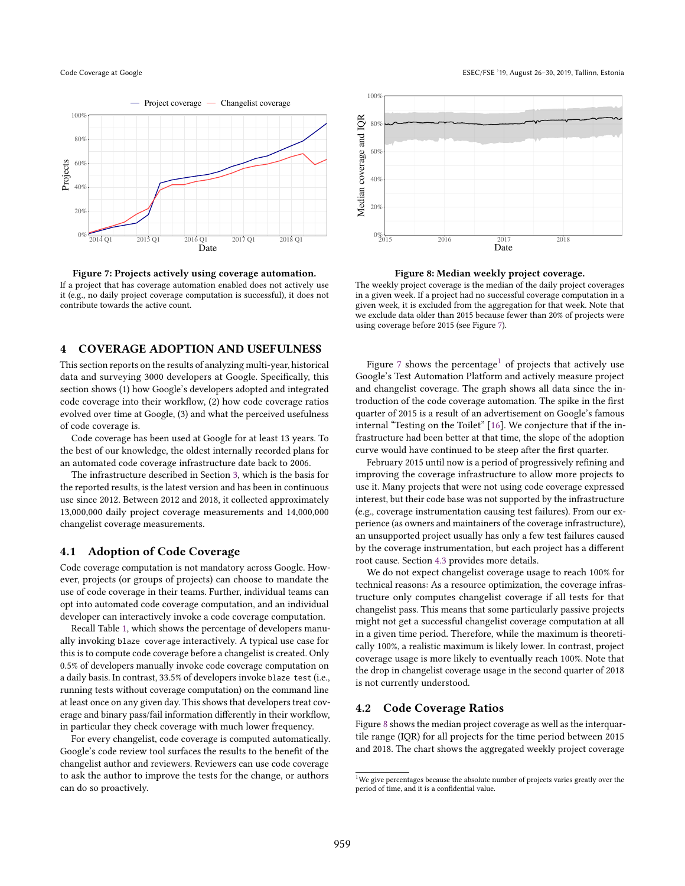**Figure 7: Projects actively using coverage automation.** If a project that has coverage automation enabled does not actively use it (e.g., no daily project coverage computation is successful), it does not contribute towards the active count.

**Figure 8: Median weekly project coverage.** The weekly project coverage is the median of the daily project coverages in a given week. If a project had no successful coverage computation in a given week, it is excluded from the aggregation for that week. Note that we exclude data older than 2015 because fewer than 20% of projects were using coverage before 2015 (see Figure 7).

## 4 COVERAGE ADOPTION AND USEFULNESS

This section reports on the results of analyzing multi-year, historical data and surveying 3000 developers at Google. Specifically, this section shows (1) how Google's developers adopted and integrated code coverage into their workflow, (2) how code coverage ratios evolved over time at Google, (3) and what the perceived usefulness of code coverage is.

Code coverage has been used at Google for at least 13 years. To the best of our knowledge, the oldest internally recorded plans for an automated code coverage infrastructure date back to 2006.

The infrastructure described in Section 3, which is the basis for the reported results, is the latest version and has been in continuous use since 2012. Between 2012 and 2018, it collected approximately 13,000,000 daily project coverage measurements and 14,000,000 changelist coverage measurements.

### 4.1 Adoption of Code Coverage

Code coverage computation is not mandatory across Google. However, projects (or groups of projects) can choose to mandate the use of code coverage in their teams. Further, individual teams can opt into automated code coverage computation, and an individual developer can interactively invoke a code coverage computation.

Recall Table 1, which shows the percentage of developers manually invoking `blaze coverage` interactively. A typical use case for this is to compute code coverage before a changelist is created. Only 0.5% of developers manually invoke code coverage computation on a daily basis. In contrast, 33.5% of developers invoke `blaze test` (i.e., running tests without coverage computation) on the command line at least once on any given day. This shows that developers treat coverage and binary pass/fail information differently in their workflow, in particular they check coverage with much lower frequency.

For every changelist, code coverage is computed automatically. Google's code review tool surfaces the results to the benefit of the changelist author and reviewers. Reviewers can use code coverage to ask the author to improve the tests for the change, or authors can do so proactively.

Figure 7 shows the percentage[1] of projects that actively use Google's Test Automation Platform and actively measure project and changelist coverage. The graph shows all data since the introduction of the code coverage automation. The spike in the first quarter of 2015 is a result of an advertisement on Google's famous internal "Testing on the Toilet" [16]. We conjecture that if the infrastructure had been better at that time, the slope of the adoption curve would have continued to be steep after the first quarter.

February 2015 until now is a period of progressively refining and improving the coverage infrastructure to allow more projects to use it. Many projects that were not using code coverage expressed interest, but their code base was not supported by the infrastructure (e.g., coverage instrumentation causing test failures). From our experience (as owners and maintainers of the coverage infrastructure), an unsupported project usually has only a few test failures caused by the coverage instrumentation, but each project has a different root cause. Section 4.3 provides more details.

We do not expect changelist coverage usage to reach 100% for technical reasons: As a resource optimization, the coverage infrastructure only computes changelist coverage if all tests for that changelist pass. This means that some particularly passive projects might not get a successful changelist coverage computation at all in a given time period. Therefore, while the maximum is theoretically 100%, a realistic maximum is likely lower. In contrast, project coverage usage is more likely to eventually reach 100%. Note that the drop in changelist coverage usage in the second quarter of 2018 is not currently understood.

### 4.2 Code Coverage Ratios

Figure 8 shows the median project coverage as well as the interquartile range (IQR) for all projects for the time period between 2015 and 2018. The chart shows the aggregated weekly project coverage

[1] We give percentages because the absolute number of projects varies greatly over the period of time, and it is a confidential value.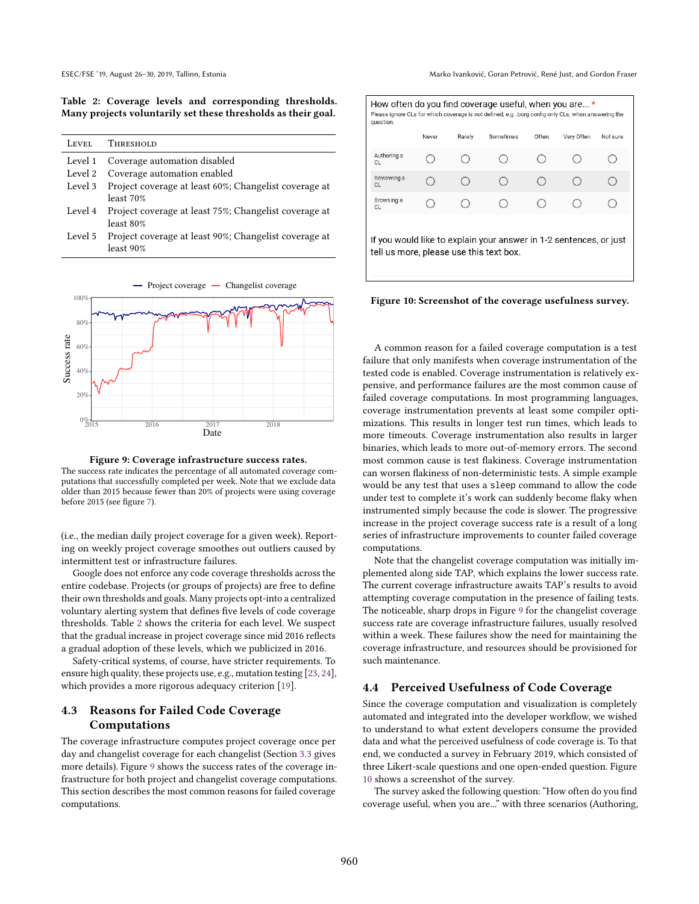**Table 2: Coverage levels and corresponding thresholds. Many projects voluntarily set these thresholds as their goal.**

| Level | Threshold |
|---|---|
| Level 1 | Coverage automation disabled |
| Level 2 | Coverage automation enabled |
| Level 3 | Project coverage at least 60%; Changelist coverage at least 70% |
| Level 4 | Project coverage at least 75%; Changelist coverage at least 80% |
| Level 5 | Project coverage at least 90%; Changelist coverage at least 90% |

**Figure 9: Coverage infrastructure success rates.**
The success rate indicates the percentage of all automated coverage computations that successfully completed per week. Note that we exclude data older than 2015 because fewer than 20% of projects were using coverage before 2015 (see figure 7).

(i.e., the median daily project coverage for a given week). Reporting on weekly project coverage smoothes out outliers caused by intermittent test or infrastructure failures.

Google does not enforce any code coverage thresholds across the entire codebase. Projects (or groups of projects) are free to define their own thresholds and goals. Many projects opt-into a centralized voluntary alerting system that defines five levels of code coverage thresholds. Table 2 shows the criteria for each level. We suspect that the gradual increase in project coverage since mid 2016 reflects a gradual adoption of these levels, which we publicized in 2016.

Safety-critical systems, of course, have stricter requirements. To ensure high quality, these projects use, e.g., mutation testing [23, 24], which provides a more rigorous adequacy criterion [19].

## 4.3 Reasons for Failed Code Coverage Computations

The coverage infrastructure computes project coverage once per day and changelist coverage for each changelist (Section 3.3 gives more details). Figure 9 shows the success rates of the coverage infrastructure for both project and changelist coverage computations. This section describes the most common reasons for failed coverage computations.

**Figure 10: Screenshot of the coverage usefulness survey.**

A common reason for a failed coverage computation is a test failure that only manifests when coverage instrumentation of the tested code is enabled. Coverage instrumentation is relatively expensive, and performance failures are the most common cause of failed coverage computations. In most programming languages, coverage instrumentation prevents at least some compiler optimizations. This results in longer test run times, which leads to more timeouts. Coverage instrumentation also results in larger binaries, which leads to more out-of-memory errors. The second most common cause is test flakiness. Coverage instrumentation can worsen flakiness of non-deterministic tests. A simple example would be any test that uses a `sleep` command to allow the code under test to complete it's work can suddenly become flaky when instrumented simply because the code is slower. The progressive increase in the project coverage success rate is a result of a long series of infrastructure improvements to counter failed coverage computations.

Note that the changelist coverage computation was initially implemented along side TAP, which explains the lower success rate. The current coverage infrastructure awaits TAP's results to avoid attempting coverage computation in the presence of failing tests. The noticeable, sharp drops in Figure 9 for the changelist coverage success rate are coverage infrastructure failures, usually resolved within a week. These failures show the need for maintaining the coverage infrastructure, and resources should be provisioned for such maintenance.

## 4.4 Perceived Usefulness of Code Coverage

Since the coverage computation and visualization is completely automated and integrated into the developer workflow, we wished to understand to what extent developers consume the provided data and what the perceived usefulness of code coverage is. To that end, we conducted a survey in February 2019, which consisted of three Likert-scale questions and one open-ended question. Figure 10 shows a screenshot of the survey.

The survey asked the following question: "How often do you find coverage useful, when you are..." with three scenarios (Authoring,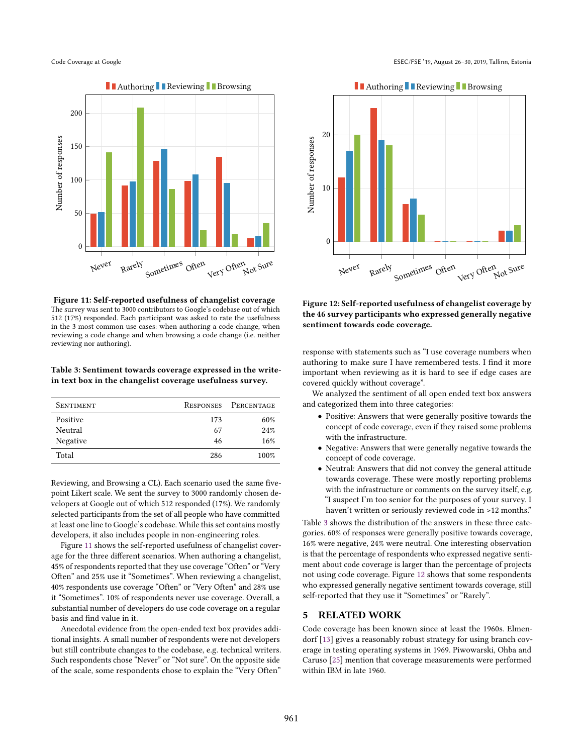**Figure 11: Self-reported usefulness of changelist coverage**
The survey was sent to 3000 contributors to Google's codebase out of which 512 (17%) responded. Each participant was asked to rate the usefulness in the 3 most common use cases: when authoring a code change, when reviewing a code change and when browsing a code change (i.e. neither reviewing nor authoring).

**Table 3: Sentiment towards coverage expressed in the write-in text box in the changelist coverage usefulness survey.**

| Sentiment | Responses | Percentage |
|---|---|---|
| Positive | 173 | 60% |
| Neutral | 67 | 24% |
| Negative | 46 | 16% |
| Total | 286 | 100% |

Reviewing, and Browsing a CL). Each scenario used the same five-point Likert scale. We sent the survey to 3000 randomly chosen developers at Google out of which 512 responded (17%). We randomly selected participants from the set of all people who have committed at least one line to Google's codebase. While this set contains mostly developers, it also includes people in non-engineering roles.

Figure 11 shows the self-reported usefulness of changelist coverage for the three different scenarios. When authoring a changelist, 45% of respondents reported that they use coverage "Often" or "Very Often" and 25% use it "Sometimes". When reviewing a changelist, 40% respondents use coverage "Often" or "Very Often" and 28% use it "Sometimes". 10% of respondents never use coverage. Overall, a substantial number of developers do use code coverage on a regular basis and find value in it.

Anecdotal evidence from the open-ended text box provides additional insights. A small number of respondents were not developers but still contribute changes to the codebase, e.g. technical writers. Such respondents chose "Never" or "Not sure". On the opposite side of the scale, some respondents chose to explain the "Very Often" response with statements such as "I use coverage numbers when authoring to make sure I have remembered tests. I find it more important when reviewing as it is hard to see if edge cases are covered quickly without coverage".

**Figure 12: Self-reported usefulness of changelist coverage by the 46 survey participants who expressed generally negative sentiment towards code coverage.**

We analyzed the sentiment of all open ended text box answers and categorized them into three categories:

- Positive: Answers that were generally positive towards the concept of code coverage, even if they raised some problems with the infrastructure.
- Negative: Answers that were generally negative towards the concept of code coverage.
- Neutral: Answers that did not convey the general attitude towards coverage. These were mostly reporting problems with the infrastructure or comments on the survey itself, e.g. "I suspect I'm too senior for the purposes of your survey. I haven't written or seriously reviewed code in >12 months."

Table 3 shows the distribution of the answers in these three categories. 60% of responses were generally positive towards coverage, 16% were negative, 24% were neutral. One interesting observation is that the percentage of respondents who expressed negative sentiment about code coverage is larger than the percentage of projects not using code coverage. Figure 12 shows that some respondents who expressed generally negative sentiment towards coverage, still self-reported that they use it "Sometimes" or "Rarely".

## 5 RELATED WORK

Code coverage has been known since at least the 1960s. Elmendorf [13] gives a reasonably robust strategy for using branch coverage in testing operating systems in 1969. Piwowarski, Ohba and Caruso [25] mention that coverage measurements were performed within IBM in late 1960.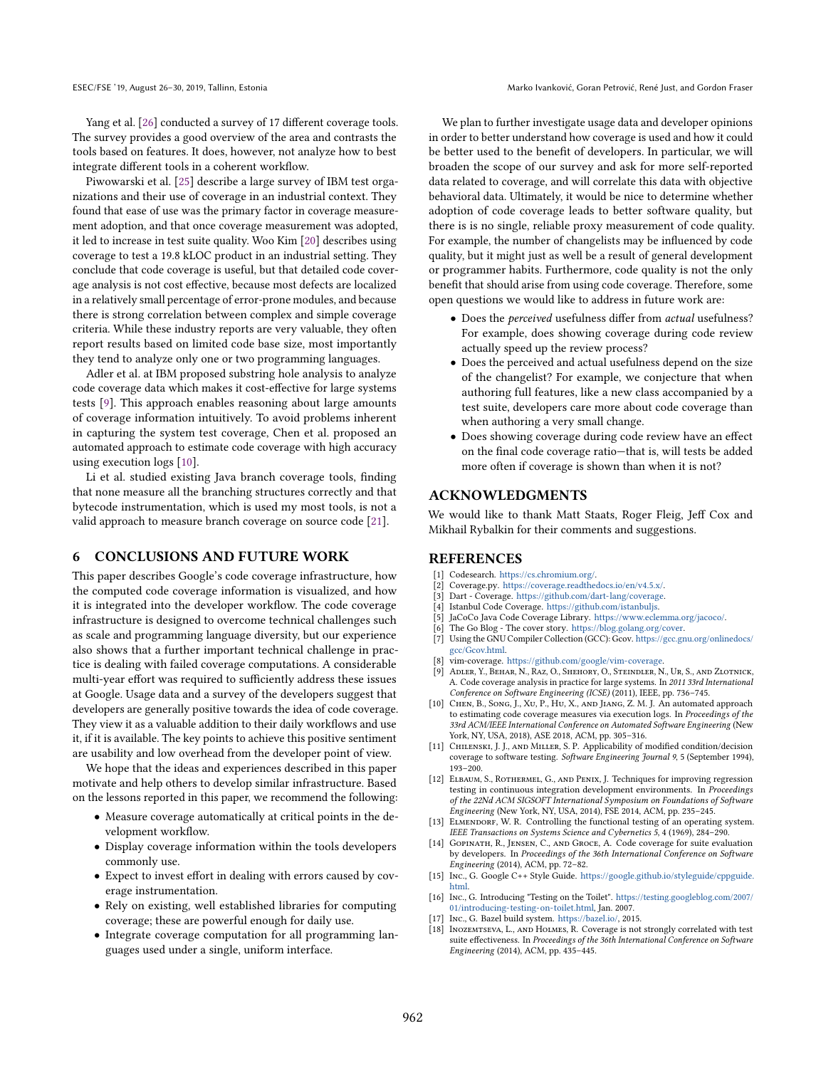Yang et al. [26] conducted a survey of 17 different coverage tools. The survey provides a good overview of the area and contrasts the tools based on features. It does, however, not analyze how to best integrate different tools in a coherent workflow.

Piwowarski et al. [25] describe a large survey of IBM test organizations and their use of coverage in an industrial context. They found that ease of use was the primary factor in coverage measurement adoption, and that once coverage measurement was adopted, it led to increase in test suite quality. Woo Kim [20] describes using coverage to test a 19.8 kLOC product in an industrial setting. They conclude that code coverage is useful, but that detailed code coverage analysis is not cost effective, because most defects are localized in a relatively small percentage of error-prone modules, and because there is strong correlation between complex and simple coverage criteria. While these industry reports are very valuable, they often report results based on limited code base size, most importantly they tend to analyze only one or two programming languages.

Adler et al. at IBM proposed substring hole analysis to analyze code coverage data which makes it cost-effective for large systems tests [9]. This approach enables reasoning about large amounts of coverage information intuitively. To avoid problems inherent in capturing the system test coverage, Chen et al. proposed an automated approach to estimate code coverage with high accuracy using execution logs [10].

Li et al. studied existing Java branch coverage tools, finding that none measure all the branching structures correctly and that bytecode instrumentation, which is used my most tools, is not a valid approach to measure branch coverage on source code [21].

## 6 CONCLUSIONS AND FUTURE WORK

This paper describes Google's code coverage infrastructure, how the computed code coverage information is visualized, and how it is integrated into the developer workflow. The code coverage infrastructure is designed to overcome technical challenges such as scale and programming language diversity, but our experience also shows that a further important technical challenge in practice is dealing with failed coverage computations. A considerable multi-year effort was required to sufficiently address these issues at Google. Usage data and a survey of the developers suggest that developers are generally positive towards the idea of code coverage. They view it as a valuable addition to their daily workflows and use it, if it is available. The key points to achieve this positive sentiment are usability and low overhead from the developer point of view.

We hope that the ideas and experiences described in this paper motivate and help others to develop similar infrastructure. Based on the lessons reported in this paper, we recommend the following:

- Measure coverage automatically at critical points in the development workflow.
- Display coverage information within the tools developers commonly use.
- Expect to invest effort in dealing with errors caused by coverage instrumentation.
- Rely on existing, well established libraries for computing coverage; these are powerful enough for daily use.
- Integrate coverage computation for all programming languages used under a single, uniform interface.

We plan to further investigate usage data and developer opinions in order to better understand how coverage is used and how it could be better used to the benefit of developers. In particular, we will broaden the scope of our survey and ask for more self-reported data related to coverage, and will correlate this data with objective behavioral data. Ultimately, it would be nice to determine whether adoption of code coverage leads to better software quality, but there is is no single, reliable proxy measurement of code quality. For example, the number of changelists may be influenced by code quality, but it might just as well be a result of general development or programmer habits. Furthermore, code quality is not the only benefit that should arise from using code coverage. Therefore, some open questions we would like to address in future work are:

- Does the *perceived* usefulness differ from *actual* usefulness? For example, does showing coverage during code review actually speed up the review process?
- Does the perceived and actual usefulness depend on the size of the changelist? For example, we conjecture that when authoring full features, like a new class accompanied by a test suite, developers care more about code coverage than when authoring a very small change.
- Does showing coverage during code review have an effect on the final code coverage ratio—that is, will tests be added more often if coverage is shown than when it is not?

## ACKNOWLEDGMENTS

We would like to thank Matt Staats, Roger Fleig, Jeff Cox and Mikhail Rybalkin for their comments and suggestions.

## REFERENCES

[1] Codesearch. https://cs.chromium.org/.
[2] Coverage.py. https://coverage.readthedocs.io/en/v4.5.x/.
[3] Dart - Coverage. https://github.com/dart-lang/coverage.
[4] Istanbul Code Coverage. https://github.com/istanbuljs.
[5] JaCoCo Java Code Coverage Library. https://www.eclemma.org/jacoco/.
[6] The Go Blog - The cover story. https://blog.golang.org/cover.
[7] Using the GNU Compiler Collection (GCC): Gcov. https://gcc.gnu.org/onlinedocs/gcc/Gcov.html.
[8] vim-coverage. https://github.com/google/vim-coverage.
[9] Adler, Y., Behar, N., Raz, O., Shehory, O., Steindler, N., Ur, S., and Zlotnick, A. Code coverage analysis in practice for large systems. In *2011 33rd International Conference on Software Engineering (ICSE)* (2011), IEEE, pp. 736–745.
[10] Chen, B., Song, J., Xu, P., Hu, X., and Jiang, Z. M. J. An automated approach to estimating code coverage measures via execution logs. In *Proceedings of the 33rd ACM/IEEE International Conference on Automated Software Engineering* (New York, NY, USA, 2018), ASE 2018, ACM, pp. 305–316.
[11] Chilenski, J. J., and Miller, S. P. Applicability of modified condition/decision coverage to software testing. *Software Engineering Journal 9*, 5 (September 1994), 193–200.
[12] Elbaum, S., Rothermel, G., and Penix, J. Techniques for improving regression testing in continuous integration development environments. In *Proceedings of the 22Nd ACM SIGSOFT International Symposium on Foundations of Software Engineering* (New York, NY, USA, 2014), FSE 2014, ACM, pp. 235–245.
[13] Elmendorf, W. R. Controlling the functional testing of an operating system. *IEEE Transactions on Systems Science and Cybernetics 5*, 4 (1969), 284–290.
[14] Gopinath, R., Jensen, C., and Groce, A. Code coverage for suite evaluation by developers. In *Proceedings of the 36th International Conference on Software Engineering* (2014), ACM, pp. 72–82.
[15] Inc., G. Google C++ Style Guide. https://google.github.io/styleguide/cppguide.html.
[16] Inc., G. Introducing "Testing on the Toilet". https://testing.googleblog.com/2007/01/introducing-testing-on-toilet.html, Jan. 2007.
[17] Inc., G. Bazel build system. https://bazel.io/, 2015.
[18] Inozemtseva, L., and Holmes, R. Coverage is not strongly correlated with test suite effectiveness. In *Proceedings of the 36th International Conference on Software Engineering* (2014), ACM, pp. 435–445.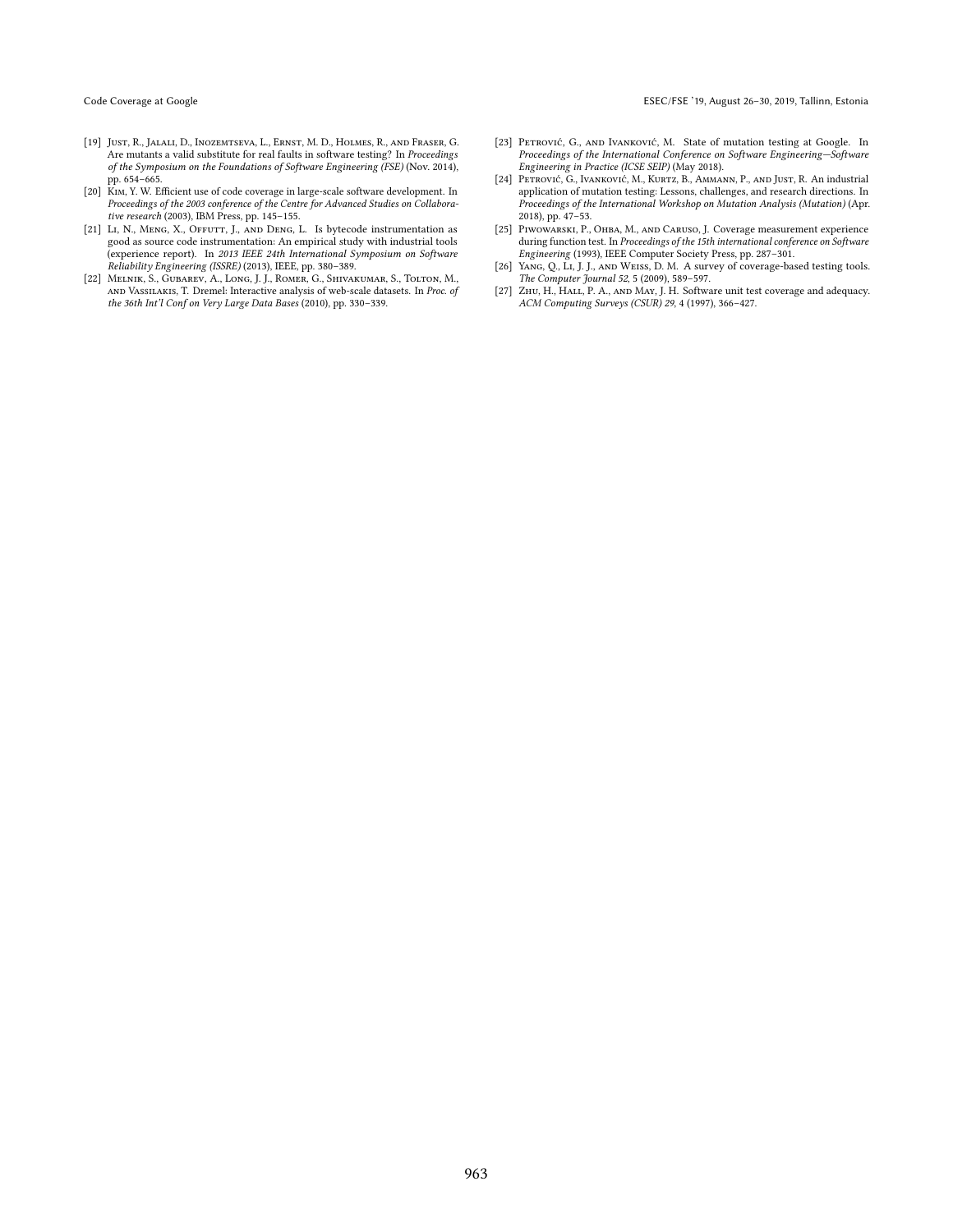[19] Just, R., Jalali, D., Inozemtseva, L., Ernst, M. D., Holmes, R., and Fraser, G. Are mutants a valid substitute for real faults in software testing? In *Proceedings of the Symposium on the Foundations of Software Engineering (FSE)* (Nov. 2014), pp. 654–665.

[20] Kim, Y. W. Efficient use of code coverage in large-scale software development. In *Proceedings of the 2003 conference of the Centre for Advanced Studies on Collaborative research* (2003), IBM Press, pp. 145–155.

[21] Li, N., Meng, X., Offutt, J., and Deng, L. Is bytecode instrumentation as good as source code instrumentation: An empirical study with industrial tools (experience report). In *2013 IEEE 24th International Symposium on Software Reliability Engineering (ISSRE)* (2013), IEEE, pp. 380–389.

[22] Melnik, S., Gubarev, A., Long, J. J., Romer, G., Shivakumar, S., Tolton, M., and Vassilakis, T. Dremel: Interactive analysis of web-scale datasets. In *Proc. of the 36th Int'l Conf on Very Large Data Bases* (2010), pp. 330–339.

[23] Petrović, G., and Ivanković, M. State of mutation testing at Google. In *Proceedings of the International Conference on Software Engineering—Software Engineering in Practice (ICSE SEIP)* (May 2018).

[24] Petrović, G., Ivanković, M., Kurtz, B., Ammann, P., and Just, R. An industrial application of mutation testing: Lessons, challenges, and research directions. In *Proceedings of the International Workshop on Mutation Analysis (Mutation)* (Apr. 2018), pp. 47–53.

[25] Piwowarski, P., Ohba, M., and Caruso, J. Coverage measurement experience during function test. In *Proceedings of the 15th international conference on Software Engineering* (1993), IEEE Computer Society Press, pp. 287–301.

[26] Yang, Q., Li, J. J., and Weiss, D. M. A survey of coverage-based testing tools. *The Computer Journal 52*, 5 (2009), 589–597.

[27] Zhu, H., Hall, P. A., and May, J. H. Software unit test coverage and adequacy. *ACM Computing Surveys (CSUR) 29*, 4 (1997), 366–427.